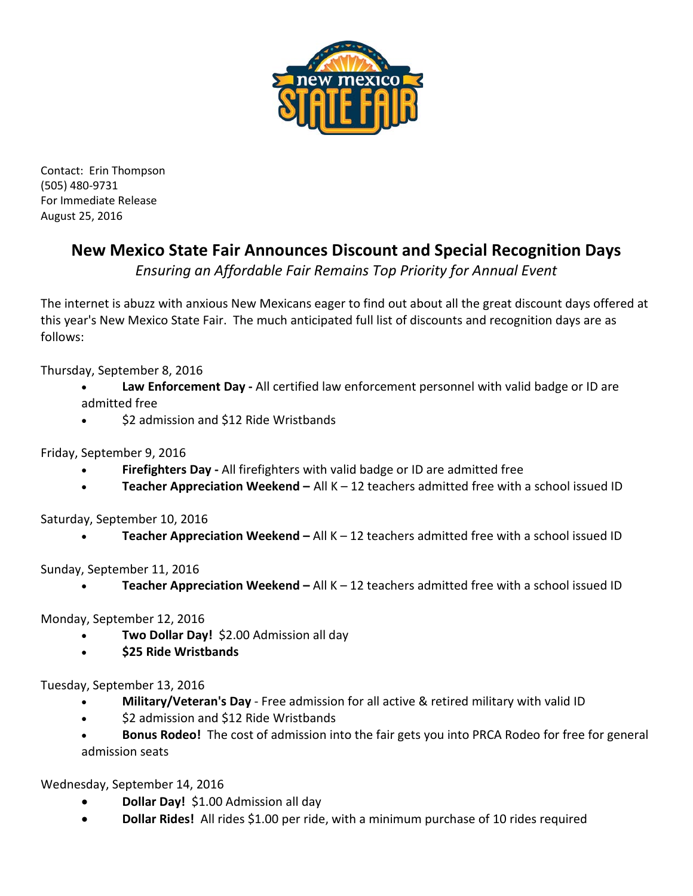Contact: Erin Thompson
(505) 480-9731
For Immediate Release
August 25, 2016

# New Mexico State Fair Announces Discount and Special Recognition Days

*Ensuring an Affordable Fair Remains Top Priority for Annual Event*

The internet is abuzz with anxious New Mexicans eager to find out about all the great discount days offered at this year's New Mexico State Fair. The much anticipated full list of discounts and recognition days are as follows:

Thursday, September 8, 2016

- **Law Enforcement Day -** All certified law enforcement personnel with valid badge or ID are admitted free
- $2 admission and $12 Ride Wristbands

Friday, September 9, 2016

- **Firefighters Day -** All firefighters with valid badge or ID are admitted free
- **Teacher Appreciation Weekend –** All K – 12 teachers admitted free with a school issued ID

Saturday, September 10, 2016

- **Teacher Appreciation Weekend –** All K – 12 teachers admitted free with a school issued ID

Sunday, September 11, 2016

- **Teacher Appreciation Weekend –** All K – 12 teachers admitted free with a school issued ID

Monday, September 12, 2016

- **Two Dollar Day!** $2.00 Admission all day
- **$25 Ride Wristbands**

Tuesday, September 13, 2016

- **Military/Veteran's Day** - Free admission for all active & retired military with valid ID
- $2 admission and $12 Ride Wristbands
- **Bonus Rodeo!** The cost of admission into the fair gets you into PRCA Rodeo for free for general admission seats

Wednesday, September 14, 2016

- **Dollar Day!** $1.00 Admission all day
- **Dollar Rides!** All rides $1.00 per ride, with a minimum purchase of 10 rides required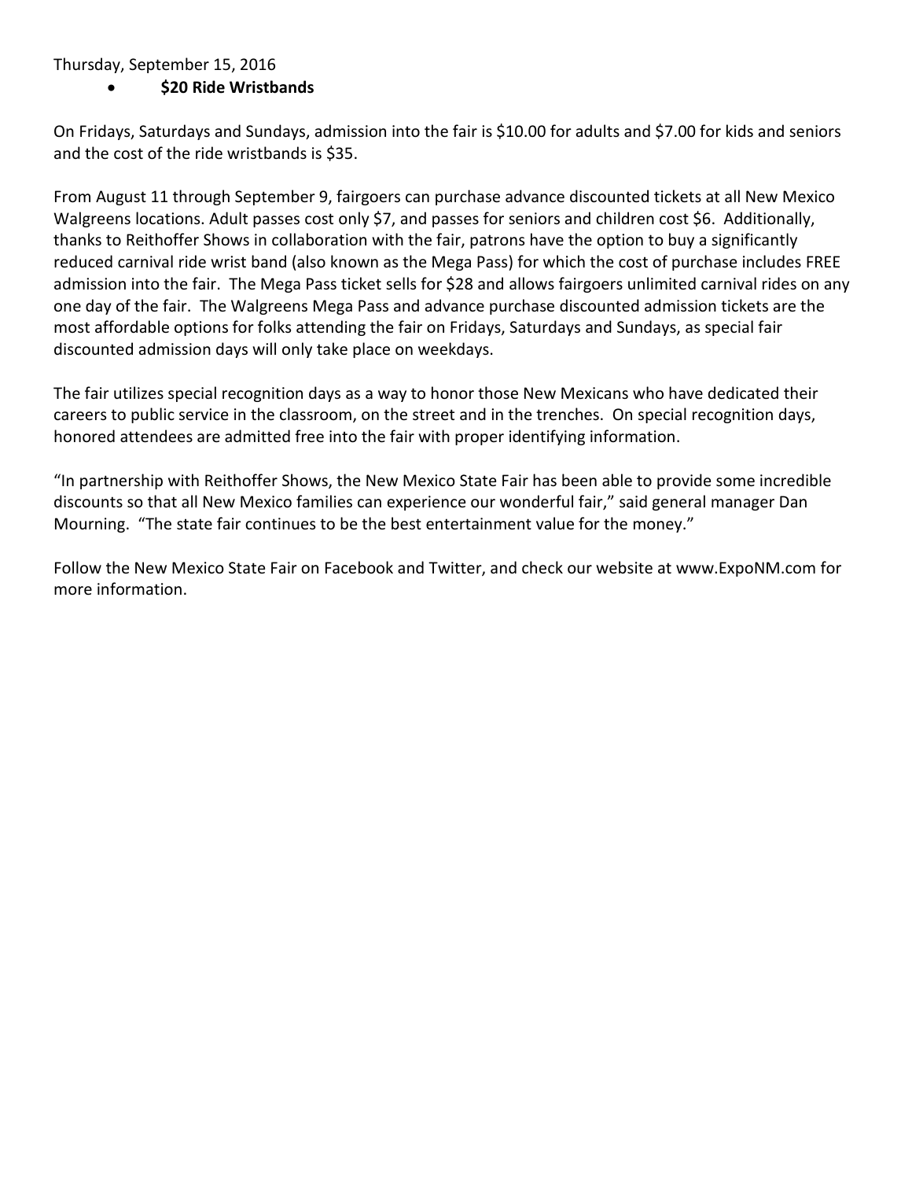Thursday, September 15, 2016

- **$20 Ride Wristbands**

On Fridays, Saturdays and Sundays, admission into the fair is $10.00 for adults and $7.00 for kids and seniors and the cost of the ride wristbands is $35.

From August 11 through September 9, fairgoers can purchase advance discounted tickets at all New Mexico Walgreens locations. Adult passes cost only $7, and passes for seniors and children cost $6. Additionally, thanks to Reithoffer Shows in collaboration with the fair, patrons have the option to buy a significantly reduced carnival ride wrist band (also known as the Mega Pass) for which the cost of purchase includes FREE admission into the fair. The Mega Pass ticket sells for $28 and allows fairgoers unlimited carnival rides on any one day of the fair. The Walgreens Mega Pass and advance purchase discounted admission tickets are the most affordable options for folks attending the fair on Fridays, Saturdays and Sundays, as special fair discounted admission days will only take place on weekdays.

The fair utilizes special recognition days as a way to honor those New Mexicans who have dedicated their careers to public service in the classroom, on the street and in the trenches. On special recognition days, honored attendees are admitted free into the fair with proper identifying information.

"In partnership with Reithoffer Shows, the New Mexico State Fair has been able to provide some incredible discounts so that all New Mexico families can experience our wonderful fair," said general manager Dan Mourning. "The state fair continues to be the best entertainment value for the money."

Follow the New Mexico State Fair on Facebook and Twitter, and check our website at www.ExpoNM.com for more information.